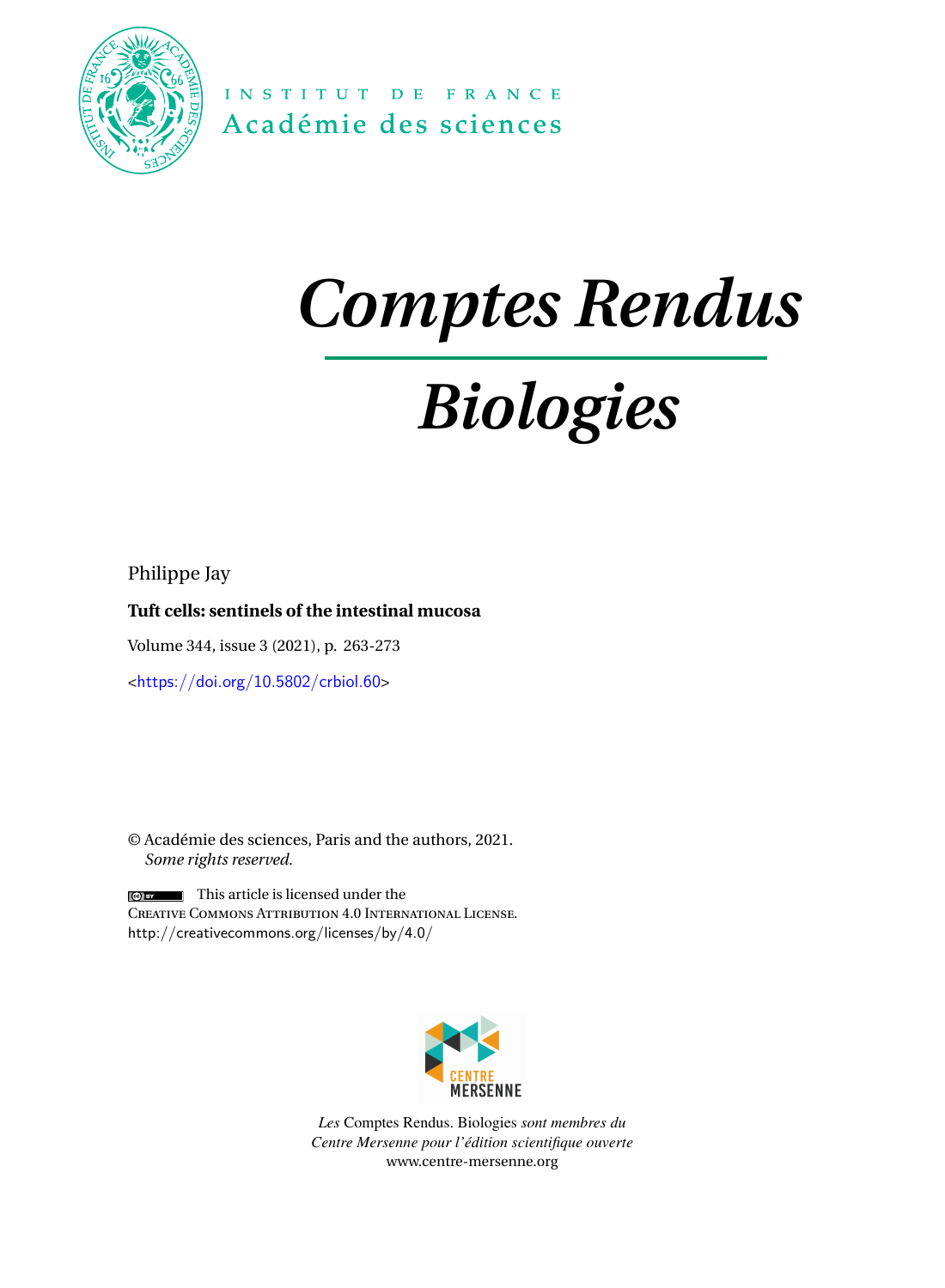INSTITUT DE FRANCE
Académie des sciences

# Comptes Rendus

# Biologies

Philippe Jay

**Tuft cells: sentinels of the intestinal mucosa**

Volume 344, issue 3 (2021), p. 263-273

<https://doi.org/10.5802/crbiol.60>

© Académie des sciences, Paris and the authors, 2021.
*Some rights reserved.*

This article is licensed under the
Creative Commons Attribution 4.0 International License.
http://creativecommons.org/licenses/by/4.0/

CENTRE MERSENNE

*Les* Comptes Rendus. Biologies *sont membres du Centre Mersenne pour l'édition scientifique ouverte*
www.centre-mersenne.org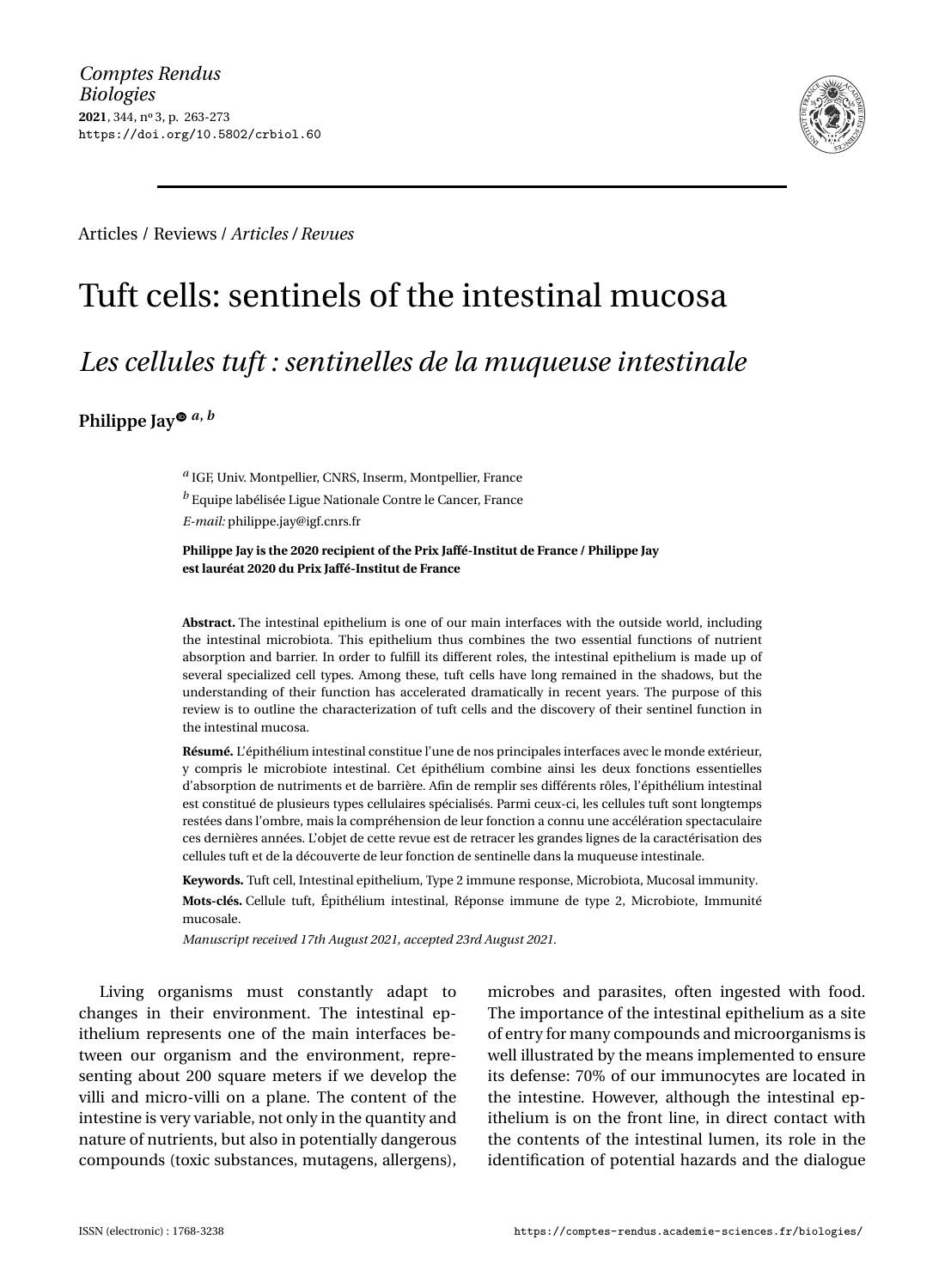Articles / Reviews / *Articles / Revues*

# Tuft cells: sentinels of the intestinal mucosa

## *Les cellules tuft : sentinelles de la muqueuse intestinale*

**Philippe Jay** [a, b]

[a] IGF, Univ. Montpellier, CNRS, Inserm, Montpellier, France

[b] Equipe labélisée Ligue Nationale Contre le Cancer, France

*E-mail:* philippe.jay@igf.cnrs.fr

**Philippe Jay is the 2020 recipient of the Prix Jaffé-Institut de France / Philippe Jay est lauréat 2020 du Prix Jaffé-Institut de France**

**Abstract.** The intestinal epithelium is one of our main interfaces with the outside world, including the intestinal microbiota. This epithelium thus combines the two essential functions of nutrient absorption and barrier. In order to fulfill its different roles, the intestinal epithelium is made up of several specialized cell types. Among these, tuft cells have long remained in the shadows, but the understanding of their function has accelerated dramatically in recent years. The purpose of this review is to outline the characterization of tuft cells and the discovery of their sentinel function in the intestinal mucosa.

**Résumé.** L'épithélium intestinal constitue l'une de nos principales interfaces avec le monde extérieur, y compris le microbiote intestinal. Cet épithélium combine ainsi les deux fonctions essentielles d'absorption de nutriments et de barrière. Afin de remplir ses différents rôles, l'épithélium intestinal est constitué de plusieurs types cellulaires spécialisés. Parmi ceux-ci, les cellules tuft sont longtemps restées dans l'ombre, mais la compréhension de leur fonction a connu une accélération spectaculaire ces dernières années. L'objet de cette revue est de retracer les grandes lignes de la caractérisation des cellules tuft et de la découverte de leur fonction de sentinelle dans la muqueuse intestinale.

**Keywords.** Tuft cell, Intestinal epithelium, Type 2 immune response, Microbiota, Mucosal immunity.

**Mots-clés.** Cellule tuft, Épithélium intestinal, Réponse immune de type 2, Microbiote, Immunité mucosale.

*Manuscript received 17th August 2021, accepted 23rd August 2021.*

Living organisms must constantly adapt to changes in their environment. The intestinal epithelium represents one of the main interfaces between our organism and the environment, representing about 200 square meters if we develop the villi and micro-villi on a plane. The content of the intestine is very variable, not only in the quantity and nature of nutrients, but also in potentially dangerous compounds (toxic substances, mutagens, allergens), microbes and parasites, often ingested with food. The importance of the intestinal epithelium as a site of entry for many compounds and microorganisms is well illustrated by the means implemented to ensure its defense: 70% of our immunocytes are located in the intestine. However, although the intestinal epithelium is on the front line, in direct contact with the contents of the intestinal lumen, its role in the identification of potential hazards and the dialogue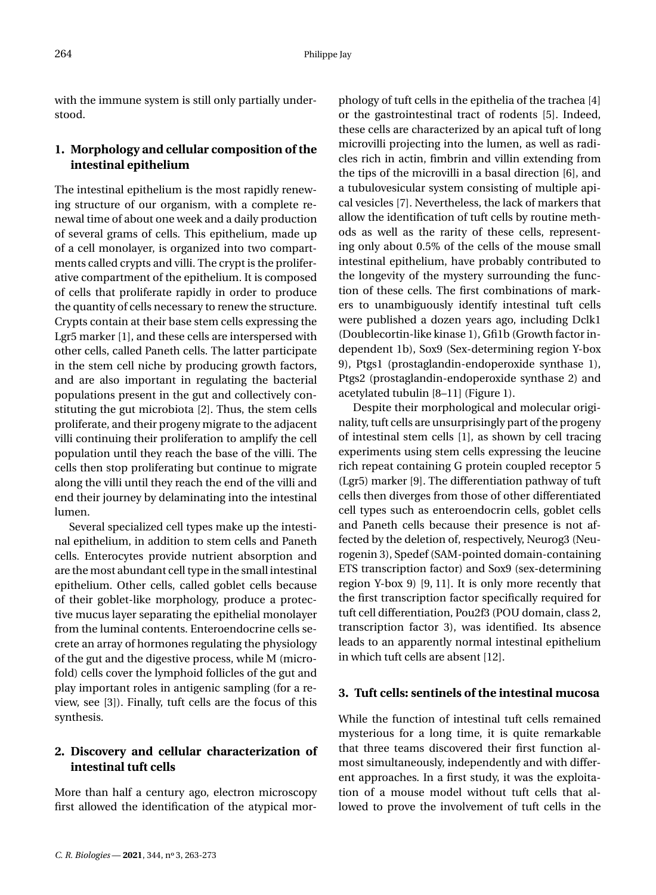with the immune system is still only partially understood.

## 1. Morphology and cellular composition of the intestinal epithelium

The intestinal epithelium is the most rapidly renewing structure of our organism, with a complete renewal time of about one week and a daily production of several grams of cells. This epithelium, made up of a cell monolayer, is organized into two compartments called crypts and villi. The crypt is the proliferative compartment of the epithelium. It is composed of cells that proliferate rapidly in order to produce the quantity of cells necessary to renew the structure. Crypts contain at their base stem cells expressing the Lgr5 marker [1], and these cells are interspersed with other cells, called Paneth cells. The latter participate in the stem cell niche by producing growth factors, and are also important in regulating the bacterial populations present in the gut and collectively constituting the gut microbiota [2]. Thus, the stem cells proliferate, and their progeny migrate to the adjacent villi continuing their proliferation to amplify the cell population until they reach the base of the villi. The cells then stop proliferating but continue to migrate along the villi until they reach the end of the villi and end their journey by delaminating into the intestinal lumen.

Several specialized cell types make up the intestinal epithelium, in addition to stem cells and Paneth cells. Enterocytes provide nutrient absorption and are the most abundant cell type in the small intestinal epithelium. Other cells, called goblet cells because of their goblet-like morphology, produce a protective mucus layer separating the epithelial monolayer from the luminal contents. Enteroendocrine cells secrete an array of hormones regulating the physiology of the gut and the digestive process, while M (microfold) cells cover the lymphoid follicles of the gut and play important roles in antigenic sampling (for a review, see [3]). Finally, tuft cells are the focus of this synthesis.

## 2. Discovery and cellular characterization of intestinal tuft cells

More than half a century ago, electron microscopy first allowed the identification of the atypical morphology of tuft cells in the epithelia of the trachea [4] or the gastrointestinal tract of rodents [5]. Indeed, these cells are characterized by an apical tuft of long microvilli projecting into the lumen, as well as radicles rich in actin, fimbrin and villin extending from the tips of the microvilli in a basal direction [6], and a tubulovesicular system consisting of multiple apical vesicles [7]. Nevertheless, the lack of markers that allow the identification of tuft cells by routine methods as well as the rarity of these cells, representing only about 0.5% of the cells of the mouse small intestinal epithelium, have probably contributed to the longevity of the mystery surrounding the function of these cells. The first combinations of markers to unambiguously identify intestinal tuft cells were published a dozen years ago, including Dclk1 (Doublecortin-like kinase 1), Gfi1b (Growth factor independent 1b), Sox9 (Sex-determining region Y-box 9), Ptgs1 (prostaglandin-endoperoxide synthase 1), Ptgs2 (prostaglandin-endoperoxide synthase 2) and acetylated tubulin [8–11] (Figure 1).

Despite their morphological and molecular originality, tuft cells are unsurprisingly part of the progeny of intestinal stem cells [1], as shown by cell tracing experiments using stem cells expressing the leucine rich repeat containing G protein coupled receptor 5 (Lgr5) marker [9]. The differentiation pathway of tuft cells then diverges from those of other differentiated cell types such as enteroendocrin cells, goblet cells and Paneth cells because their presence is not affected by the deletion of, respectively, Neurog3 (Neurogenin 3), Spedef (SAM-pointed domain-containing ETS transcription factor) and Sox9 (sex-determining region Y-box 9) [9, 11]. It is only more recently that the first transcription factor specifically required for tuft cell differentiation, Pou2f3 (POU domain, class 2, transcription factor 3), was identified. Its absence leads to an apparently normal intestinal epithelium in which tuft cells are absent [12].

## 3. Tuft cells: sentinels of the intestinal mucosa

While the function of intestinal tuft cells remained mysterious for a long time, it is quite remarkable that three teams discovered their first function almost simultaneously, independently and with different approaches. In a first study, it was the exploitation of a mouse model without tuft cells that allowed to prove the involvement of tuft cells in the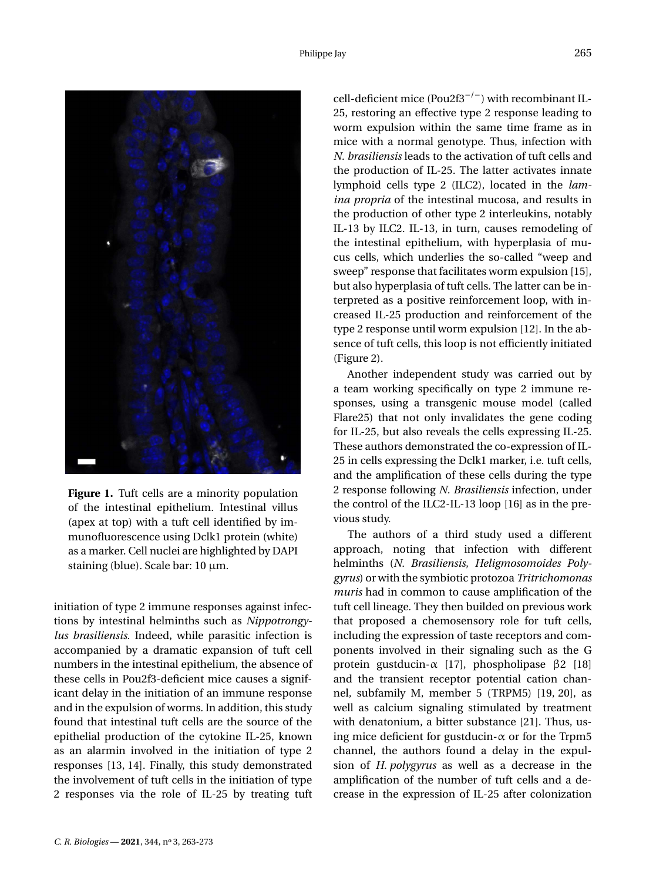**Figure 1.** Tuft cells are a minority population of the intestinal epithelium. Intestinal villus (apex at top) with a tuft cell identified by immunofluorescence using Dclk1 protein (white) as a marker. Cell nuclei are highlighted by DAPI staining (blue). Scale bar: 10 μm.

initiation of type 2 immune responses against infections by intestinal helminths such as *Nippotrongylus brasiliensis*. Indeed, while parasitic infection is accompanied by a dramatic expansion of tuft cell numbers in the intestinal epithelium, the absence of these cells in Pou2f3-deficient mice causes a significant delay in the initiation of an immune response and in the expulsion of worms. In addition, this study found that intestinal tuft cells are the source of the epithelial production of the cytokine IL-25, known as an alarmin involved in the initiation of type 2 responses [13, 14]. Finally, this study demonstrated the involvement of tuft cells in the initiation of type 2 responses via the role of IL-25 by treating tuft cell-deficient mice (Pou2f3$^{-/-}$) with recombinant IL-25, restoring an effective type 2 response leading to worm expulsion within the same time frame as in mice with a normal genotype. Thus, infection with *N. brasiliensis* leads to the activation of tuft cells and the production of IL-25. The latter activates innate lymphoid cells type 2 (ILC2), located in the *lamina propria* of the intestinal mucosa, and results in the production of other type 2 interleukins, notably IL-13 by ILC2. IL-13, in turn, causes remodeling of the intestinal epithelium, with hyperplasia of mucus cells, which underlies the so-called "weep and sweep" response that facilitates worm expulsion [15], but also hyperplasia of tuft cells. The latter can be interpreted as a positive reinforcement loop, with increased IL-25 production and reinforcement of the type 2 response until worm expulsion [12]. In the absence of tuft cells, this loop is not efficiently initiated (Figure 2).

Another independent study was carried out by a team working specifically on type 2 immune responses, using a transgenic mouse model (called Flare25) that not only invalidates the gene coding for IL-25, but also reveals the cells expressing IL-25. These authors demonstrated the co-expression of IL-25 in cells expressing the Dclk1 marker, i.e. tuft cells, and the amplification of these cells during the type 2 response following *N. Brasiliensis* infection, under the control of the ILC2-IL-13 loop [16] as in the previous study.

The authors of a third study used a different approach, noting that infection with different helminths (*N. Brasiliensis*, *Heligmosomoides Polygyrus*) or with the symbiotic protozoa *Tritrichomonas muris* had in common to cause amplification of the tuft cell lineage. They then builded on previous work that proposed a chemosensory role for tuft cells, including the expression of taste receptors and components involved in their signaling such as the G protein gustducin-$\alpha$ [17], phospholipase $\beta$2 [18] and the transient receptor potential cation channel, subfamily M, member 5 (TRPM5) [19, 20], as well as calcium signaling stimulated by treatment with denatonium, a bitter substance [21]. Thus, using mice deficient for gustducin-$\alpha$ or for the Trpm5 channel, the authors found a delay in the expulsion of *H. polygyrus* as well as a decrease in the amplification of the number of tuft cells and a decrease in the expression of IL-25 after colonization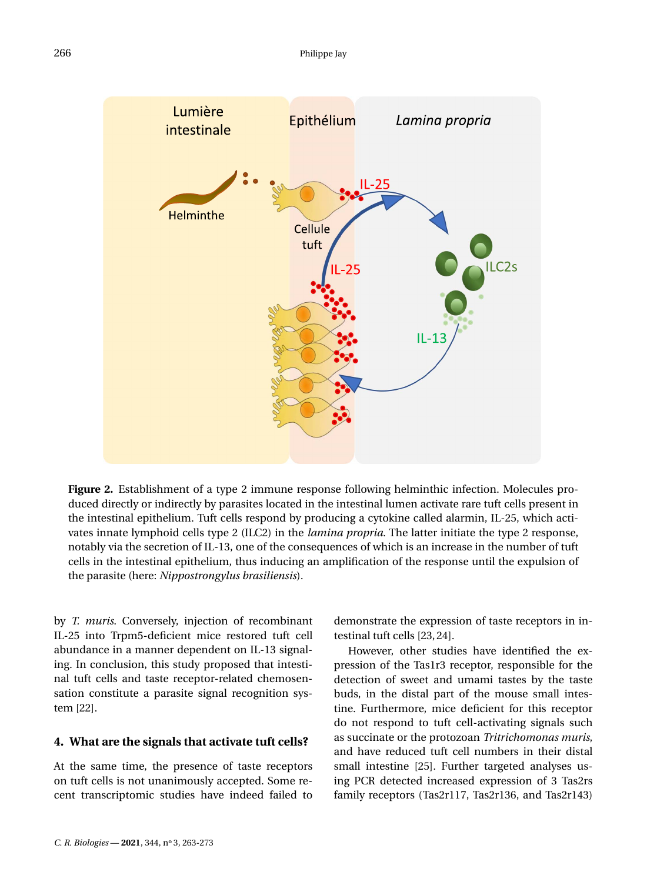**Figure 2.** Establishment of a type 2 immune response following helminthic infection. Molecules produced directly or indirectly by parasites located in the intestinal lumen activate rare tuft cells present in the intestinal epithelium. Tuft cells respond by producing a cytokine called alarmin, IL-25, which activates innate lymphoid cells type 2 (ILC2) in the *lamina propria*. The latter initiate the type 2 response, notably via the secretion of IL-13, one of the consequences of which is an increase in the number of tuft cells in the intestinal epithelium, thus inducing an amplification of the response until the expulsion of the parasite (here: *Nippostrongylus brasiliensis*).

by *T. muris*. Conversely, injection of recombinant IL-25 into Trpm5-deficient mice restored tuft cell abundance in a manner dependent on IL-13 signaling. In conclusion, this study proposed that intestinal tuft cells and taste receptor-related chemosensation constitute a parasite signal recognition system [22].

## 4. What are the signals that activate tuft cells?

At the same time, the presence of taste receptors on tuft cells is not unanimously accepted. Some recent transcriptomic studies have indeed failed to demonstrate the expression of taste receptors in intestinal tuft cells [23, 24].

However, other studies have identified the expression of the Tas1r3 receptor, responsible for the detection of sweet and umami tastes by the taste buds, in the distal part of the mouse small intestine. Furthermore, mice deficient for this receptor do not respond to tuft cell-activating signals such as succinate or the protozoan *Tritrichomonas muris*, and have reduced tuft cell numbers in their distal small intestine [25]. Further targeted analyses using PCR detected increased expression of 3 Tas2rs family receptors (Tas2r117, Tas2r136, and Tas2r143)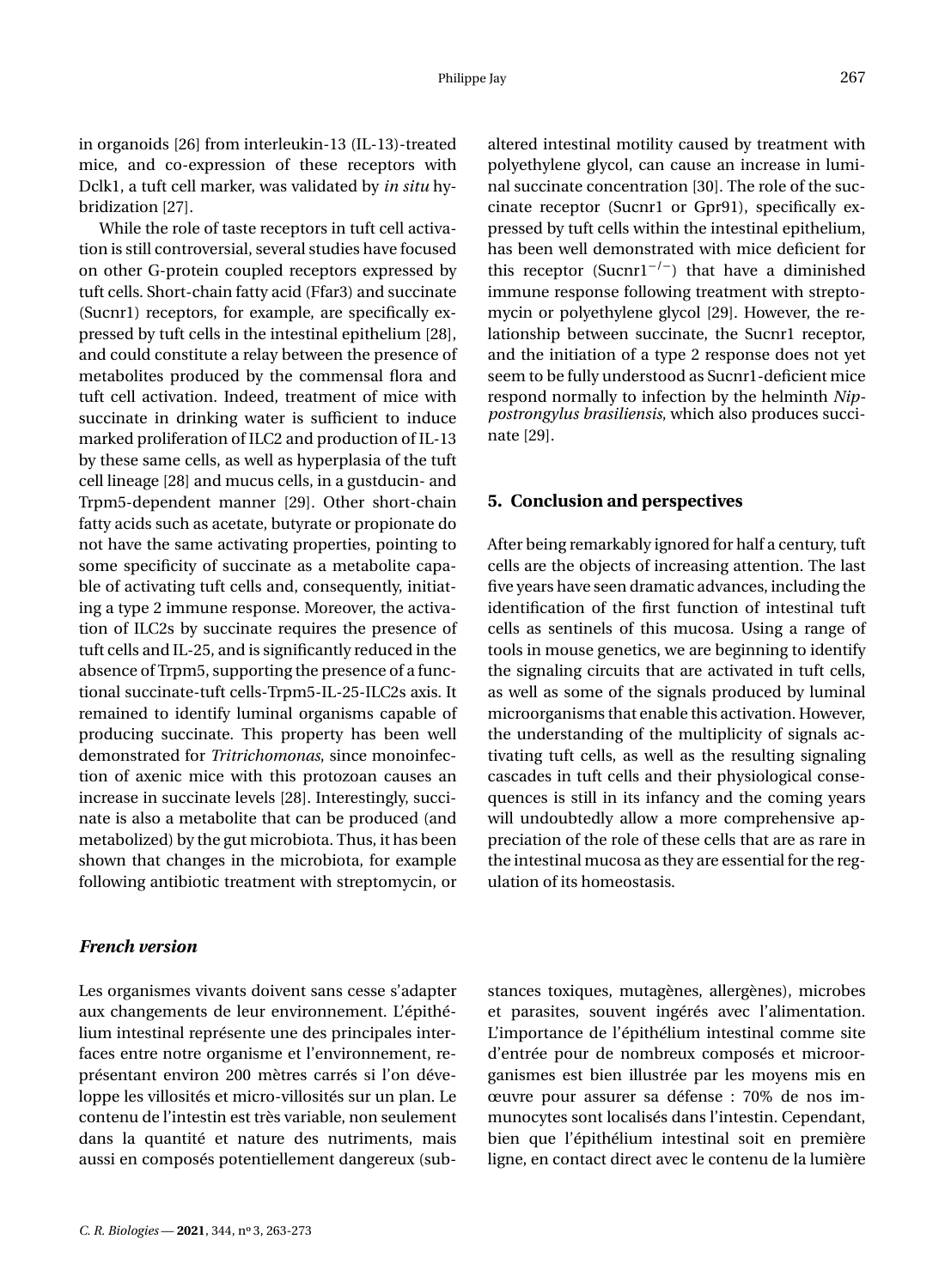in organoids [26] from interleukin-13 (IL-13)-treated mice, and co-expression of these receptors with Dclk1, a tuft cell marker, was validated by *in situ* hybridization [27].

While the role of taste receptors in tuft cell activation is still controversial, several studies have focused on other G-protein coupled receptors expressed by tuft cells. Short-chain fatty acid (Ffar3) and succinate (Sucnr1) receptors, for example, are specifically expressed by tuft cells in the intestinal epithelium [28], and could constitute a relay between the presence of metabolites produced by the commensal flora and tuft cell activation. Indeed, treatment of mice with succinate in drinking water is sufficient to induce marked proliferation of ILC2 and production of IL-13 by these same cells, as well as hyperplasia of the tuft cell lineage [28] and mucus cells, in a gustducin- and Trpm5-dependent manner [29]. Other short-chain fatty acids such as acetate, butyrate or propionate do not have the same activating properties, pointing to some specificity of succinate as a metabolite capable of activating tuft cells and, consequently, initiating a type 2 immune response. Moreover, the activation of ILC2s by succinate requires the presence of tuft cells and IL-25, and is significantly reduced in the absence of Trpm5, supporting the presence of a functional succinate-tuft cells-Trpm5-IL-25-ILC2s axis. It remained to identify luminal organisms capable of producing succinate. This property has been well demonstrated for *Tritrichomonas*, since monoinfection of axenic mice with this protozoan causes an increase in succinate levels [28]. Interestingly, succinate is also a metabolite that can be produced (and metabolized) by the gut microbiota. Thus, it has been shown that changes in the microbiota, for example following antibiotic treatment with streptomycin, or altered intestinal motility caused by treatment with polyethylene glycol, can cause an increase in luminal succinate concentration [30]. The role of the succinate receptor (Sucnr1 or Gpr91), specifically expressed by tuft cells within the intestinal epithelium, has been well demonstrated with mice deficient for this receptor ($Sucnr1^{-/-}$) that have a diminished immune response following treatment with streptomycin or polyethylene glycol [29]. However, the relationship between succinate, the Sucnr1 receptor, and the initiation of a type 2 response does not yet seem to be fully understood as Sucnr1-deficient mice respond normally to infection by the helminth *Nippostrongylus brasiliensis*, which also produces succinate [29].

## 5. Conclusion and perspectives

After being remarkably ignored for half a century, tuft cells are the objects of increasing attention. The last five years have seen dramatic advances, including the identification of the first function of intestinal tuft cells as sentinels of this mucosa. Using a range of tools in mouse genetics, we are beginning to identify the signaling circuits that are activated in tuft cells, as well as some of the signals produced by luminal microorganisms that enable this activation. However, the understanding of the multiplicity of signals activating tuft cells, as well as the resulting signaling cascades in tuft cells and their physiological consequences is still in its infancy and the coming years will undoubtedly allow a more comprehensive appreciation of the role of these cells that are as rare in the intestinal mucosa as they are essential for the regulation of its homeostasis.

## *French version*

Les organismes vivants doivent sans cesse s'adapter aux changements de leur environnement. L'épithélium intestinal représente une des principales interfaces entre notre organisme et l'environnement, représentant environ 200 mètres carrés si l'on développe les villosités et micro-villosités sur un plan. Le contenu de l'intestin est très variable, non seulement dans la quantité et nature des nutriments, mais aussi en composés potentiellement dangereux (substances toxiques, mutagènes, allergènes), microbes et parasites, souvent ingérés avec l'alimentation. L'importance de l'épithélium intestinal comme site d'entrée pour de nombreux composés et microorganismes est bien illustrée par les moyens mis en œuvre pour assurer sa défense : 70% de nos immunocytes sont localisés dans l'intestin. Cependant, bien que l'épithélium intestinal soit en première ligne, en contact direct avec le contenu de la lumière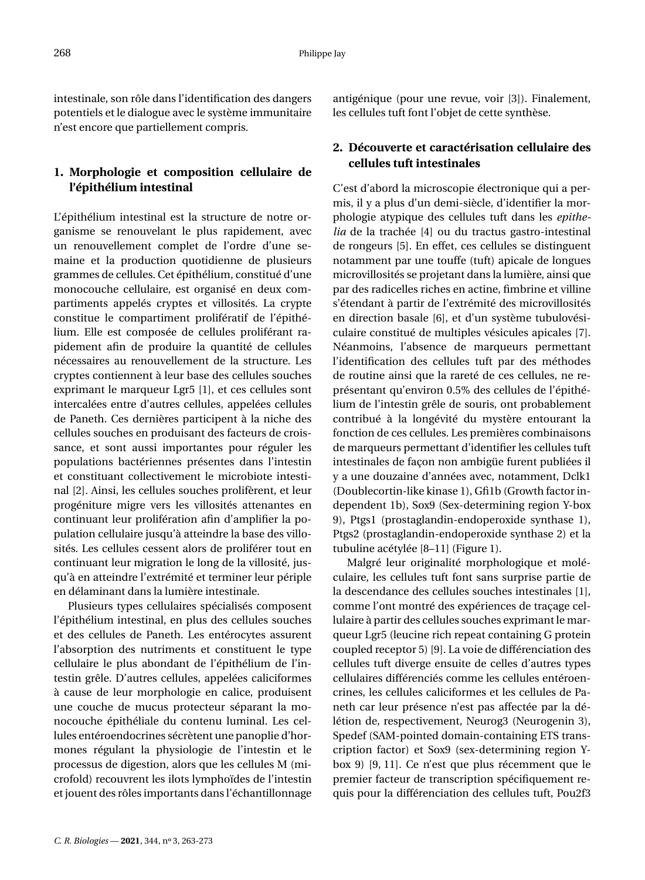intestinale, son rôle dans l'identification des dangers potentiels et le dialogue avec le système immunitaire n'est encore que partiellement compris.

## 1. Morphologie et composition cellulaire de l'épithélium intestinal

L'épithélium intestinal est la structure de notre organisme se renouvelant le plus rapidement, avec un renouvellement complet de l'ordre d'une semaine et la production quotidienne de plusieurs grammes de cellules. Cet épithélium, constitué d'une monocouche cellulaire, est organisé en deux compartiments appelés cryptes et villosités. La crypte constitue le compartiment prolifératif de l'épithélium. Elle est composée de cellules proliférant rapidement afin de produire la quantité de cellules nécessaires au renouvellement de la structure. Les cryptes contiennent à leur base des cellules souches exprimant le marqueur Lgr5 [1], et ces cellules sont intercalées entre d'autres cellules, appelées cellules de Paneth. Ces dernières participent à la niche des cellules souches en produisant des facteurs de croissance, et sont aussi importantes pour réguler les populations bactériennes présentes dans l'intestin et constituant collectivement le microbiote intestinal [2]. Ainsi, les cellules souches prolifèrent, et leur progéniture migre vers les villosités attenantes en continuant leur prolifération afin d'amplifier la population cellulaire jusqu'à atteindre la base des villosités. Les cellules cessent alors de proliférer tout en continuant leur migration le long de la villosité, jusqu'à en atteindre l'extrémité et terminer leur périple en délaminant dans la lumière intestinale.

Plusieurs types cellulaires spécialisés composent l'épithélium intestinal, en plus des cellules souches et des cellules de Paneth. Les entérocytes assurent l'absorption des nutriments et constituent le type cellulaire le plus abondant de l'épithélium de l'intestin grêle. D'autres cellules, appelées caliciformes à cause de leur morphologie en calice, produisent une couche de mucus protecteur séparant la monocouche épithéliale du contenu luminal. Les cellules entéroendocrines sécrètent une panoplie d'hormones régulant la physiologie de l'intestin et le processus de digestion, alors que les cellules M (microfold) recouvrent les ilots lymphoïdes de l'intestin et jouent des rôles importants dans l'échantillonnage antigénique (pour une revue, voir [3]). Finalement, les cellules tuft font l'objet de cette synthèse.

## 2. Découverte et caractérisation cellulaire des cellules tuft intestinales

C'est d'abord la microscopie électronique qui a permis, il y a plus d'un demi-siècle, d'identifier la morphologie atypique des cellules tuft dans les *epithelia* de la trachée [4] ou du tractus gastro-intestinal de rongeurs [5]. En effet, ces cellules se distinguent notamment par une touffe (tuft) apicale de longues microvillosités se projetant dans la lumière, ainsi que par des radicelles riches en actine, fimbrine et villine s'étendant à partir de l'extrémité des microvillosités en direction basale [6], et d'un système tubulovésiculaire constitué de multiples vésicules apicales [7]. Néanmoins, l'absence de marqueurs permettant l'identification des cellules tuft par des méthodes de routine ainsi que la rareté de ces cellules, ne représentant qu'environ 0.5% des cellules de l'épithélium de l'intestin grêle de souris, ont probablement contribué à la longévité du mystère entourant la fonction de ces cellules. Les premières combinaisons de marqueurs permettant d'identifier les cellules tuft intestinales de façon non ambigüe furent publiées il y a une douzaine d'années avec, notamment, Dclk1 (Doublecortin-like kinase 1), Gfi1b (Growth factor independent 1b), Sox9 (Sex-determining region Y-box 9), Ptgs1 (prostaglandin-endoperoxide synthase 1), Ptgs2 (prostaglandin-endoperoxide synthase 2) et la tubuline acétylée [8–11] (Figure 1).

Malgré leur originalité morphologique et moléculaire, les cellules tuft font sans surprise partie de la descendance des cellules souches intestinales [1], comme l'ont montré des expériences de traçage cellulaire à partir des cellules souches exprimant le marqueur Lgr5 (leucine rich repeat containing G protein coupled receptor 5) [9]. La voie de différenciation des cellules tuft diverge ensuite de celles d'autres types cellulaires différenciés comme les cellules entéroendocrines, les cellules caliciformes et les cellules de Paneth car leur présence n'est pas affectée par la délétion de, respectivement, Neurog3 (Neurogenin 3), Spedef (SAM-pointed domain-containing ETS transcription factor) et Sox9 (sex-determining region Y-box 9) [9, 11]. Ce n'est que plus récemment que le premier facteur de transcription spécifiquement requis pour la différenciation des cellules tuft, Pou2f3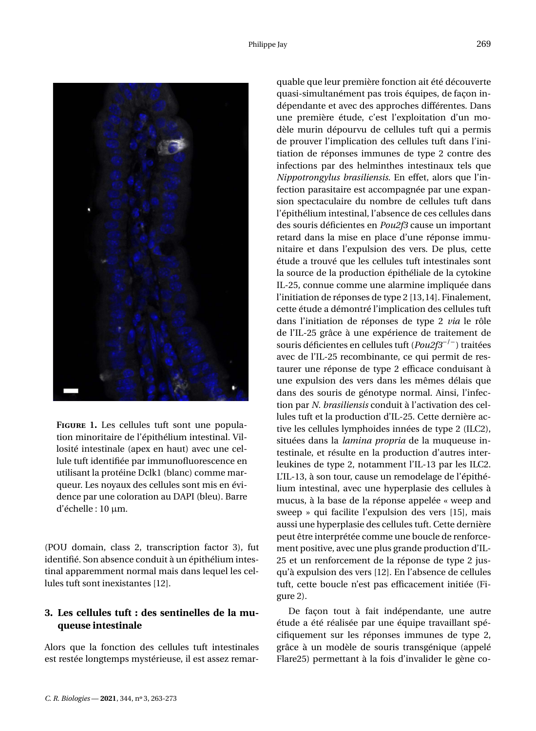**Figure 1.** Les cellules tuft sont une population minoritaire de l'épithélium intestinal. Villosité intestinale (apex en haut) avec une cellule tuft identifiée par immunofluorescence en utilisant la protéine Dclk1 (blanc) comme marqueur. Les noyaux des cellules sont mis en évidence par une coloration au DAPI (bleu). Barre d'échelle : 10 μm.

(POU domain, class 2, transcription factor 3), fut identifié. Son absence conduit à un épithélium intestinal apparemment normal mais dans lequel les cellules tuft sont inexistantes [12].

## 3. Les cellules tuft : des sentinelles de la muqueuse intestinale

Alors que la fonction des cellules tuft intestinales est restée longtemps mystérieuse, il est assez remarquable que leur première fonction ait été découverte quasi-simultanément pas trois équipes, de façon indépendante et avec des approches différentes. Dans une première étude, c'est l'exploitation d'un modèle murin dépourvu de cellules tuft qui a permis de prouver l'implication des cellules tuft dans l'initiation de réponses immunes de type 2 contre des infections par des helminthes intestinaux tels que *Nippotrongylus brasiliensis*. En effet, alors que l'infection parasitaire est accompagnée par une expansion spectaculaire du nombre de cellules tuft dans l'épithélium intestinal, l'absence de ces cellules dans des souris déficientes en *Pou2f3* cause un important retard dans la mise en place d'une réponse immunitaire et dans l'expulsion des vers. De plus, cette étude a trouvé que les cellules tuft intestinales sont la source de la production épithéliale de la cytokine IL-25, connue comme une alarmine impliquée dans l'initiation de réponses de type 2 [13,14]. Finalement, cette étude a démontré l'implication des cellules tuft dans l'initiation de réponses de type 2 *via* le rôle de l'IL-25 grâce à une expérience de traitement de souris déficientes en cellules tuft (*Pou2f3*$^{-/-}$) traitées avec de l'IL-25 recombinante, ce qui permit de restaurer une réponse de type 2 efficace conduisant à une expulsion des vers dans les mêmes délais que dans des souris de génotype normal. Ainsi, l'infection par *N. brasiliensis* conduit à l'activation des cellules tuft et la production d'IL-25. Cette dernière active les cellules lymphoides innées de type 2 (ILC2), situées dans la *lamina propria* de la muqueuse intestinale, et résulte en la production d'autres interleukines de type 2, notamment l'IL-13 par les ILC2. L'IL-13, à son tour, cause un remodelage de l'épithélium intestinal, avec une hyperplasie des cellules à mucus, à la base de la réponse appelée « weep and sweep » qui facilite l'expulsion des vers [15], mais aussi une hyperplasie des cellules tuft. Cette dernière peut être interprétée comme une boucle de renforcement positive, avec une plus grande production d'IL-25 et un renforcement de la réponse de type 2 jusqu'à expulsion des vers [12]. En l'absence de cellules tuft, cette boucle n'est pas efficacement initiée (Figure 2).

De façon tout à fait indépendante, une autre étude a été réalisée par une équipe travaillant spécifiquement sur les réponses immunes de type 2, grâce à un modèle de souris transgénique (appelé Flare25) permettant à la fois d'invalider le gène co-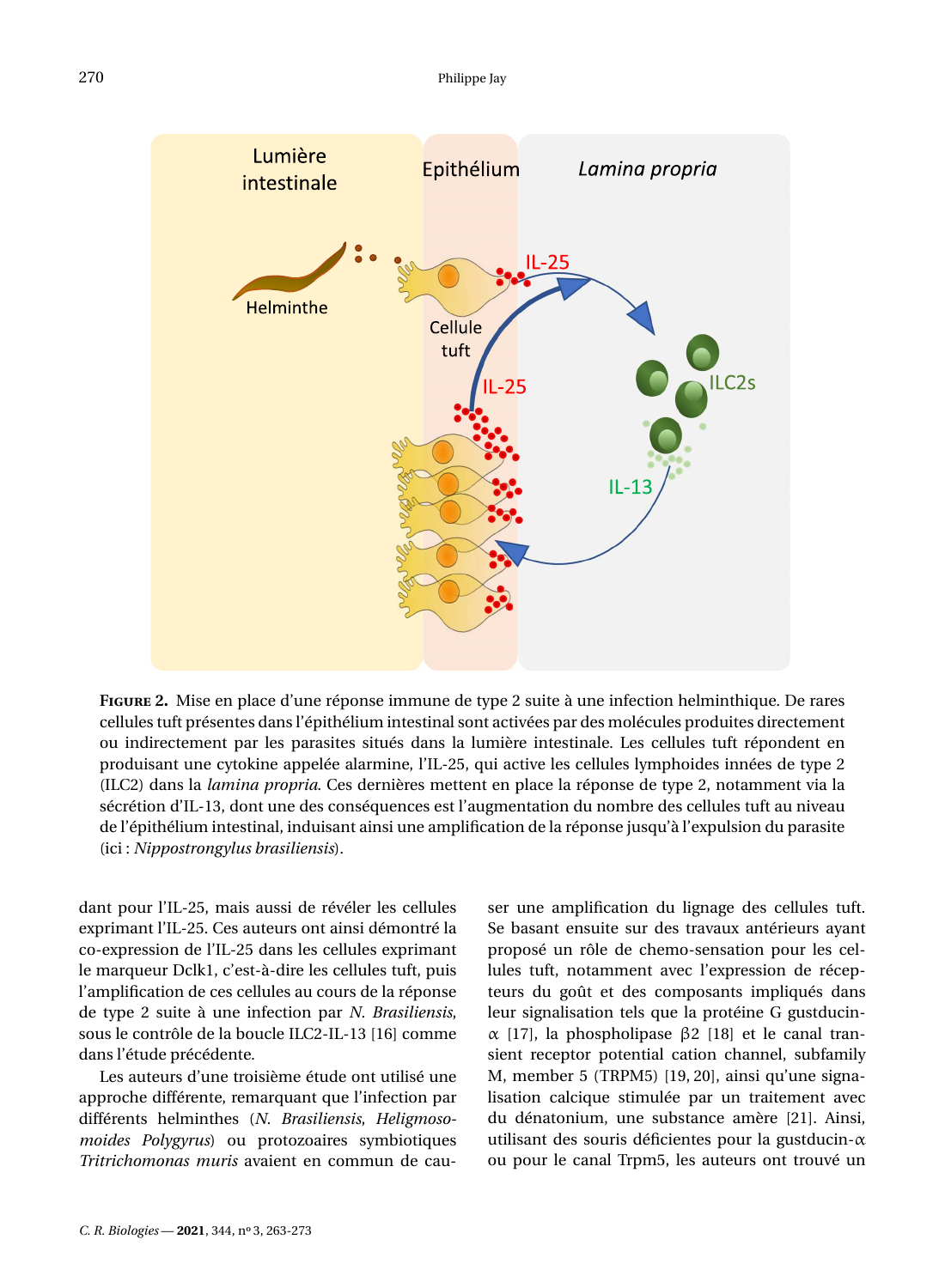**Figure 2.** Mise en place d'une réponse immune de type 2 suite à une infection helminthique. De rares cellules tuft présentes dans l'épithélium intestinal sont activées par des molécules produites directement ou indirectement par les parasites situés dans la lumière intestinale. Les cellules tuft répondent en produisant une cytokine appelée alarmine, l'IL-25, qui active les cellules lymphoides innées de type 2 (ILC2) dans la *lamina propria*. Ces dernières mettent en place la réponse de type 2, notamment via la sécrétion d'IL-13, dont une des conséquences est l'augmentation du nombre des cellules tuft au niveau de l'épithélium intestinal, induisant ainsi une amplification de la réponse jusqu'à l'expulsion du parasite (ici : *Nippostrongylus brasiliensis*).

dant pour l'IL-25, mais aussi de révéler les cellules exprimant l'IL-25. Ces auteurs ont ainsi démontré la co-expression de l'IL-25 dans les cellules exprimant le marqueur Dclk1, c'est-à-dire les cellules tuft, puis l'amplification de ces cellules au cours de la réponse de type 2 suite à une infection par *N. Brasiliensis*, sous le contrôle de la boucle ILC2-IL-13 [16] comme dans l'étude précédente.

Les auteurs d'une troisième étude ont utilisé une approche différente, remarquant que l'infection par différents helminthes (*N. Brasiliensis*, *Heligmosomoides Polygyrus*) ou protozoaires symbiotiques *Tritrichomonas muris* avaient en commun de causer une amplification du lignage des cellules tuft. Se basant ensuite sur des travaux antérieurs ayant proposé un rôle de chemo-sensation pour les cellules tuft, notamment avec l'expression de récepteurs du goût et des composants impliqués dans leur signalisation tels que la protéine G gustducin-$\alpha$ [17], la phospholipase $\beta 2$ [18] et le canal transient receptor potential cation channel, subfamily M, member 5 (TRPM5) [19, 20], ainsi qu'une signalisation calcique stimulée par un traitement avec du dénatonium, une substance amère [21]. Ainsi, utilisant des souris déficientes pour la gustducin-$\alpha$ ou pour le canal Trpm5, les auteurs ont trouvé un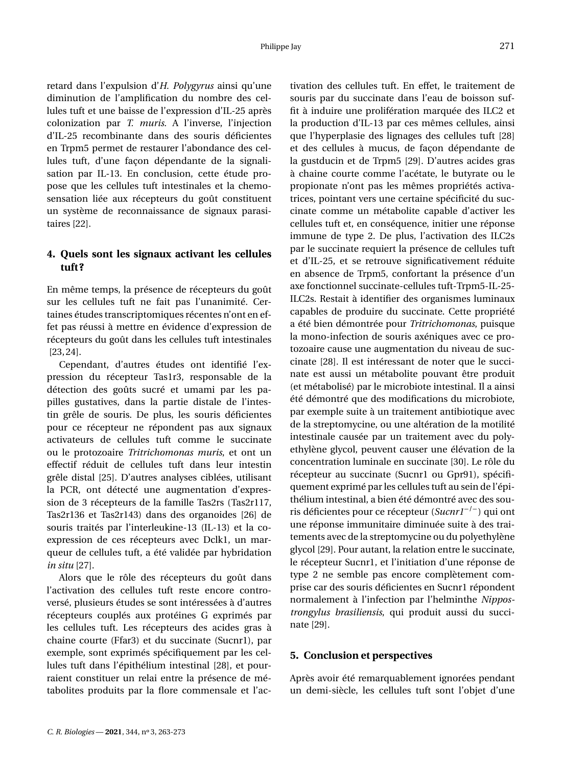retard dans l'expulsion d'*H. Polygyrus* ainsi qu'une diminution de l'amplification du nombre des cellules tuft et une baisse de l'expression d'IL-25 après colonization par *T. muris*. A l'inverse, l'injection d'IL-25 recombinante dans des souris déficientes en Trpm5 permet de restaurer l'abondance des cellules tuft, d'une façon dépendante de la signalisation par IL-13. En conclusion, cette étude propose que les cellules tuft intestinales et la chemosensation liée aux récepteurs du goût constituent un système de reconnaissance de signaux parasitaires [22].

## 4. Quels sont les signaux activant les cellules tuft?

En même temps, la présence de récepteurs du goût sur les cellules tuft ne fait pas l'unanimité. Certaines études transcriptomiques récentes n'ont en effet pas réussi à mettre en évidence d'expression de récepteurs du goût dans les cellules tuft intestinales [23,24].

Cependant, d'autres études ont identifié l'expression du récepteur Tas1r3, responsable de la détection des goûts sucré et umami par les papilles gustatives, dans la partie distale de l'intestin grêle de souris. De plus, les souris déficientes pour ce récepteur ne répondent pas aux signaux activateurs de cellules tuft comme le succinate ou le protozoaire *Tritrichomonas muris*, et ont un effectif réduit de cellules tuft dans leur intestin grêle distal [25]. D'autres analyses ciblées, utilisant la PCR, ont détecté une augmentation d'expression de 3 récepteurs de la famille Tas2rs (Tas2r117, Tas2r136 et Tas2r143) dans des organoides [26] de souris traités par l'interleukine-13 (IL-13) et la coexpression de ces récepteurs avec Dclk1, un marqueur de cellules tuft, a été validée par hybridation *in situ* [27].

Alors que le rôle des récepteurs du goût dans l'activation des cellules tuft reste encore controversé, plusieurs études se sont intéressées à d'autres récepteurs couplés aux protéines G exprimés par les cellules tuft. Les récepteurs des acides gras à chaine courte (Ffar3) et du succinate (Sucnr1), par exemple, sont exprimés spécifiquement par les cellules tuft dans l'épithélium intestinal [28], et pourraient constituer un relai entre la présence de métabolites produits par la flore commensale et l'activation des cellules tuft. En effet, le traitement de souris par du succinate dans l'eau de boisson suffit à induire une prolifération marquée des ILC2 et la production d'IL-13 par ces mêmes cellules, ainsi que l'hyperplasie des lignages des cellules tuft [28] et des cellules à mucus, de façon dépendante de la gustducin et de Trpm5 [29]. D'autres acides gras à chaine courte comme l'acétate, le butyrate ou le propionate n'ont pas les mêmes propriétés activatrices, pointant vers une certaine spécificité du succinate comme un métabolite capable d'activer les cellules tuft et, en conséquence, initier une réponse immune de type 2. De plus, l'activation des ILC2s par le succinate requiert la présence de cellules tuft et d'IL-25, et se retrouve significativement réduite en absence de Trpm5, confortant la présence d'un axe fonctionnel succinate-cellules tuft-Trpm5-IL-25-ILC2s. Restait à identifier des organismes luminaux capables de produire du succinate. Cette propriété a été bien démontrée pour *Tritrichomonas*, puisque la mono-infection de souris axéniques avec ce protozoaire cause une augmentation du niveau de succinate [28]. Il est intéressant de noter que le succinate est aussi un métabolite pouvant être produit (et métabolisé) par le microbiote intestinal. Il a ainsi été démontré que des modifications du microbiote, par exemple suite à un traitement antibiotique avec de la streptomycine, ou une altération de la motilité intestinale causée par un traitement avec du polyethylène glycol, peuvent causer une élévation de la concentration luminale en succinate [30]. Le rôle du récepteur au succinate (Sucnr1 ou Gpr91), spécifiquement exprimé par les cellules tuft au sein de l'épithélium intestinal, a bien été démontré avec des souris déficientes pour ce récepteur (*Sucnr1*$^{-/-}$) qui ont une réponse immunitaire diminuée suite à des traitements avec de la streptomycine ou du polyethylène glycol [29]. Pour autant, la relation entre le succinate, le récepteur Sucnr1, et l'initiation d'une réponse de type 2 ne semble pas encore complètement comprise car des souris déficientes en Sucnr1 répondent normalement à l'infection par l'helminthe *Nippostrongylus brasiliensis*, qui produit aussi du succinate [29].

## 5. Conclusion et perspectives

Après avoir été remarquablement ignorées pendant un demi-siècle, les cellules tuft sont l'objet d'une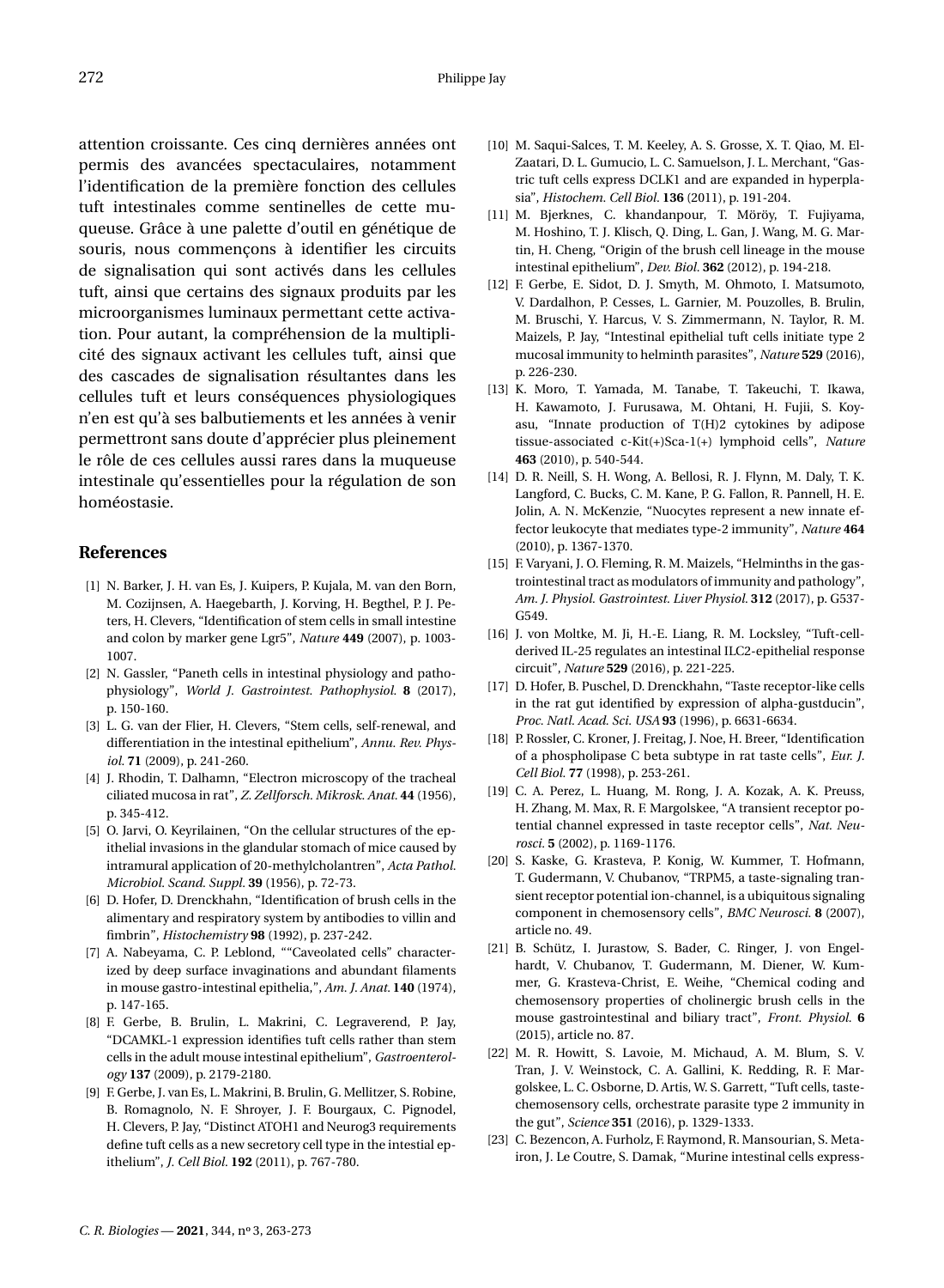attention croissante. Ces cinq dernières années ont permis des avancées spectaculaires, notamment l'identification de la première fonction des cellules tuft intestinales comme sentinelles de cette muqueuse. Grâce à une palette d'outil en génétique de souris, nous commençons à identifier les circuits de signalisation qui sont activés dans les cellules tuft, ainsi que certains des signaux produits par les microorganismes luminaux permettant cette activation. Pour autant, la compréhension de la multiplicité des signaux activant les cellules tuft, ainsi que des cascades de signalisation résultantes dans les cellules tuft et leurs conséquences physiologiques n'en est qu'à ses balbutiements et les années à venir permettront sans doute d'apprécier plus pleinement le rôle de ces cellules aussi rares dans la muqueuse intestinale qu'essentielles pour la régulation de son homéostasie.

## References

[1] N. Barker, J. H. van Es, J. Kuipers, P. Kujala, M. van den Born, M. Cozijnsen, A. Haegebarth, J. Korving, H. Begthel, P. J. Peters, H. Clevers, "Identification of stem cells in small intestine and colon by marker gene Lgr5", *Nature* **449** (2007), p. 1003-1007.

[2] N. Gassler, "Paneth cells in intestinal physiology and pathophysiology", *World J. Gastrointest. Pathophysiol.* **8** (2017), p. 150-160.

[3] L. G. van der Flier, H. Clevers, "Stem cells, self-renewal, and differentiation in the intestinal epithelium", *Annu. Rev. Physiol.* **71** (2009), p. 241-260.

[4] J. Rhodin, T. Dalhamn, "Electron microscopy of the tracheal ciliated mucosa in rat", *Z. Zellforsch. Mikrosk. Anat.* **44** (1956), p. 345-412.

[5] O. Jarvi, O. Keyrilainen, "On the cellular structures of the epithelial invasions in the glandular stomach of mice caused by intramural application of 20-methylcholantren", *Acta Pathol. Microbiol. Scand. Suppl.* **39** (1956), p. 72-73.

[6] D. Hofer, D. Drenckhahn, "Identification of brush cells in the alimentary and respiratory system by antibodies to villin and fimbrin", *Histochemistry* **98** (1992), p. 237-242.

[7] A. Nabeyama, C. P. Leblond, ""Caveolated cells" characterized by deep surface invaginations and abundant filaments in mouse gastro-intestinal epithelia,", *Am. J. Anat.* **140** (1974), p. 147-165.

[8] F. Gerbe, B. Brulin, L. Makrini, C. Legraverend, P. Jay, "DCAMKL-1 expression identifies tuft cells rather than stem cells in the adult mouse intestinal epithelium", *Gastroenterology* **137** (2009), p. 2179-2180.

[9] F. Gerbe, J. van Es, L. Makrini, B. Brulin, G. Mellitzer, S. Robine, B. Romagnolo, N. F. Shroyer, J. F. Bourgaux, C. Pignodel, H. Clevers, P. Jay, "Distinct ATOH1 and Neurog3 requirements define tuft cells as a new secretory cell type in the intestial epithelium", *J. Cell Biol.* **192** (2011), p. 767-780.

[10] M. Saqui-Salces, T. M. Keeley, A. S. Grosse, X. T. Qiao, M. El-Zaatari, D. L. Gumucio, L. C. Samuelson, J. L. Merchant, "Gastric tuft cells express DCLK1 and are expanded in hyperplasia", *Histochem. Cell Biol.* **136** (2011), p. 191-204.

[11] M. Bjerknes, C. khandanpour, T. Möröy, T. Fujiyama, M. Hoshino, T. J. Klisch, Q. Ding, L. Gan, J. Wang, M. G. Martin, H. Cheng, "Origin of the brush cell lineage in the mouse intestinal epithelium", *Dev. Biol.* **362** (2012), p. 194-218.

[12] F. Gerbe, E. Sidot, D. J. Smyth, M. Ohmoto, I. Matsumoto, V. Dardalhon, P. Cesses, L. Garnier, M. Pouzolles, B. Brulin, M. Bruschi, Y. Harcus, V. S. Zimmermann, N. Taylor, R. M. Maizels, P. Jay, "Intestinal epithelial tuft cells initiate type 2 mucosal immunity to helminth parasites", *Nature* **529** (2016), p. 226-230.

[13] K. Moro, T. Yamada, M. Tanabe, T. Takeuchi, T. Ikawa, H. Kawamoto, J. Furusawa, M. Ohtani, H. Fujii, S. Koyasu, "Innate production of T(H)2 cytokines by adipose tissue-associated c-Kit(+)Sca-1(+) lymphoid cells", *Nature* **463** (2010), p. 540-544.

[14] D. R. Neill, S. H. Wong, A. Bellosi, R. J. Flynn, M. Daly, T. K. Langford, C. Bucks, C. M. Kane, P. G. Fallon, R. Pannell, H. E. Jolin, A. N. McKenzie, "Nuocytes represent a new innate effector leukocyte that mediates type-2 immunity", *Nature* **464** (2010), p. 1367-1370.

[15] F. Varyani, J. O. Fleming, R. M. Maizels, "Helminths in the gastrointestinal tract as modulators of immunity and pathology", *Am. J. Physiol. Gastrointest. Liver Physiol.* **312** (2017), p. G537-G549.

[16] J. von Moltke, M. Ji, H.-E. Liang, R. M. Locksley, "Tuft-cell-derived IL-25 regulates an intestinal ILC2-epithelial response circuit", *Nature* **529** (2016), p. 221-225.

[17] D. Hofer, B. Puschel, D. Drenckhahn, "Taste receptor-like cells in the rat gut identified by expression of alpha-gustducin", *Proc. Natl. Acad. Sci. USA* **93** (1996), p. 6631-6634.

[18] P. Rossler, C. Kroner, J. Freitag, J. Noe, H. Breer, "Identification of a phospholipase C beta subtype in rat taste cells", *Eur. J. Cell Biol.* **77** (1998), p. 253-261.

[19] C. A. Perez, L. Huang, M. Rong, J. A. Kozak, A. K. Preuss, H. Zhang, M. Max, R. F. Margolskee, "A transient receptor potential channel expressed in taste receptor cells", *Nat. Neurosci.* **5** (2002), p. 1169-1176.

[20] S. Kaske, G. Krasteva, P. Konig, W. Kummer, T. Hofmann, T. Gudermann, V. Chubanov, "TRPM5, a taste-signaling transient receptor potential ion-channel, is a ubiquitous signaling component in chemosensory cells", *BMC Neurosci.* **8** (2007), article no. 49.

[21] B. Schütz, I. Jurastow, S. Bader, C. Ringer, J. von Engelhardt, V. Chubanov, T. Gudermann, M. Diener, W. Kummer, G. Krasteva-Christ, E. Weihe, "Chemical coding and chemosensory properties of cholinergic brush cells in the mouse gastrointestinal and biliary tract", *Front. Physiol.* **6** (2015), article no. 87.

[22] M. R. Howitt, S. Lavoie, M. Michaud, A. M. Blum, S. V. Tran, J. V. Weinstock, C. A. Gallini, K. Redding, R. F. Margolskee, L. C. Osborne, D. Artis, W. S. Garrett, "Tuft cells, taste-chemosensory cells, orchestrate parasite type 2 immunity in the gut", *Science* **351** (2016), p. 1329-1333.

[23] C. Bezencon, A. Furholz, F. Raymond, R. Mansourian, S. Metairon, J. Le Coutre, S. Damak, "Murine intestinal cells express-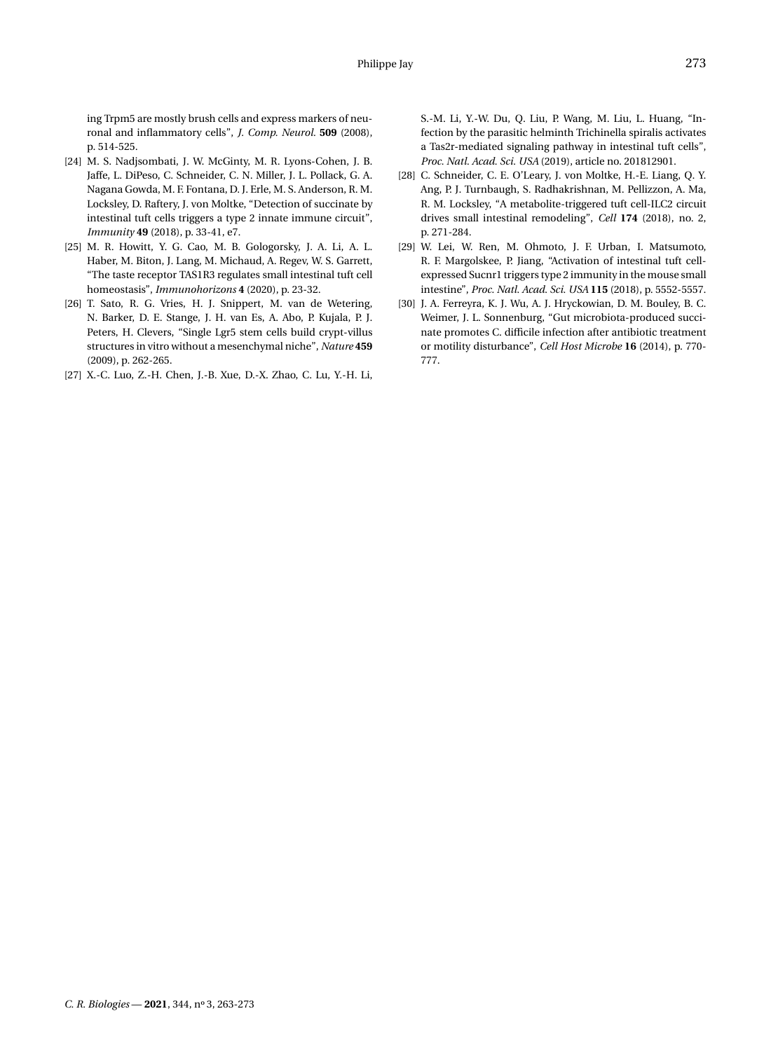ing Trpm5 are mostly brush cells and express markers of neuronal and inflammatory cells", *J. Comp. Neurol.* **509** (2008), p. 514-525.

[24] M. S. Nadjsombati, J. W. McGinty, M. R. Lyons-Cohen, J. B. Jaffe, L. DiPeso, C. Schneider, C. N. Miller, J. L. Pollack, G. A. Nagana Gowda, M. F. Fontana, D. J. Erle, M. S. Anderson, R. M. Locksley, D. Raftery, J. von Moltke, "Detection of succinate by intestinal tuft cells triggers a type 2 innate immune circuit", *Immunity* **49** (2018), p. 33-41, e7.

[25] M. R. Howitt, Y. G. Cao, M. B. Gologorsky, J. A. Li, A. L. Haber, M. Biton, J. Lang, M. Michaud, A. Regev, W. S. Garrett, "The taste receptor TAS1R3 regulates small intestinal tuft cell homeostasis", *Immunohorizons* **4** (2020), p. 23-32.

[26] T. Sato, R. G. Vries, H. J. Snippert, M. van de Wetering, N. Barker, D. E. Stange, J. H. van Es, A. Abo, P. Kujala, P. J. Peters, H. Clevers, "Single Lgr5 stem cells build crypt-villus structures in vitro without a mesenchymal niche", *Nature* **459** (2009), p. 262-265.

[27] X.-C. Luo, Z.-H. Chen, J.-B. Xue, D.-X. Zhao, C. Lu, Y.-H. Li, S.-M. Li, Y.-W. Du, Q. Liu, P. Wang, M. Liu, L. Huang, "Infection by the parasitic helminth Trichinella spiralis activates a Tas2r-mediated signaling pathway in intestinal tuft cells", *Proc. Natl. Acad. Sci. USA* (2019), article no. 201812901.

[28] C. Schneider, C. E. O'Leary, J. von Moltke, H.-E. Liang, Q. Y. Ang, P. J. Turnbaugh, S. Radhakrishnan, M. Pellizzon, A. Ma, R. M. Locksley, "A metabolite-triggered tuft cell-ILC2 circuit drives small intestinal remodeling", *Cell* **174** (2018), no. 2, p. 271-284.

[29] W. Lei, W. Ren, M. Ohmoto, J. F. Urban, I. Matsumoto, R. F. Margolskee, P. Jiang, "Activation of intestinal tuft cell-expressed Sucnr1 triggers type 2 immunity in the mouse small intestine", *Proc. Natl. Acad. Sci. USA* **115** (2018), p. 5552-5557.

[30] J. A. Ferreyra, K. J. Wu, A. J. Hryckowian, D. M. Bouley, B. C. Weimer, J. L. Sonnenburg, "Gut microbiota-produced succinate promotes C. difficile infection after antibiotic treatment or motility disturbance", *Cell Host Microbe* **16** (2014), p. 770-777.